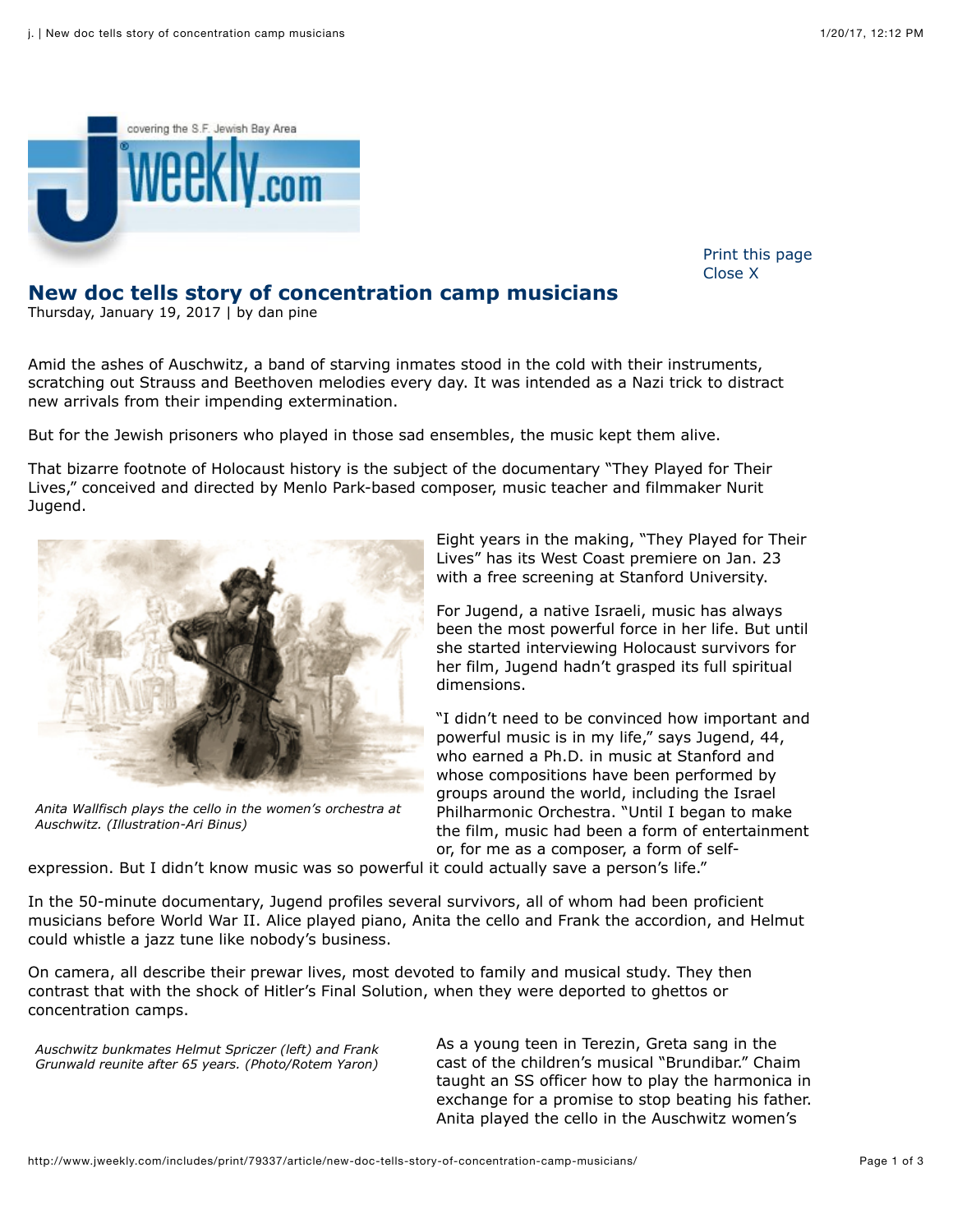# New doc tells story of concentration camp musicians

Thursday, January 19, 2017 | by dan pine

Amid the ashes of Auschwitz, a band of starving inmates stood in the cold with their instruments, scratching out Strauss and Beethoven melodies every day. It was intended as a Nazi trick to distract new arrivals from their impending extermination.

But for the Jewish prisoners who played in those sad ensembles, the music kept them alive.

That bizarre footnote of Holocaust history is the subject of the documentary "They Played for Their Lives," conceived and directed by Menlo Park-based composer, music teacher and filmmaker Nurit Jugend.

*Anita Wallfisch plays the cello in the women's orchestra at Auschwitz. (Illustration-Ari Binus)*

Eight years in the making, "They Played for Their Lives" has its West Coast premiere on Jan. 23 with a free screening at Stanford University.

For Jugend, a native Israeli, music has always been the most powerful force in her life. But until she started interviewing Holocaust survivors for her film, Jugend hadn't grasped its full spiritual dimensions.

"I didn't need to be convinced how important and powerful music is in my life," says Jugend, 44, who earned a Ph.D. in music at Stanford and whose compositions have been performed by groups around the world, including the Israel Philharmonic Orchestra. "Until I began to make the film, music had been a form of entertainment or, for me as a composer, a form of self-expression. But I didn't know music was so powerful it could actually save a person's life."

In the 50-minute documentary, Jugend profiles several survivors, all of whom had been proficient musicians before World War II. Alice played piano, Anita the cello and Frank the accordion, and Helmut could whistle a jazz tune like nobody's business.

On camera, all describe their prewar lives, most devoted to family and musical study. They then contrast that with the shock of Hitler's Final Solution, when they were deported to ghettos or concentration camps.

*Auschwitz bunkmates Helmut Spriczer (left) and Frank Grunwald reunite after 65 years. (Photo/Rotem Yaron)*

As a young teen in Terezin, Greta sang in the cast of the children's musical "Brundibar." Chaim taught an SS officer how to play the harmonica in exchange for a promise to stop beating his father. Anita played the cello in the Auschwitz women's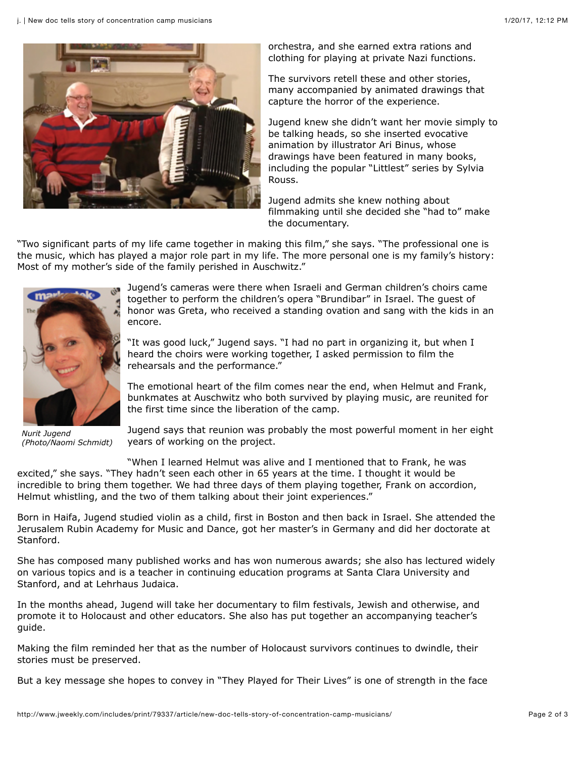orchestra, and she earned extra rations and clothing for playing at private Nazi functions.

The survivors retell these and other stories, many accompanied by animated drawings that capture the horror of the experience.

Jugend knew she didn't want her movie simply to be talking heads, so she inserted evocative animation by illustrator Ari Binus, whose drawings have been featured in many books, including the popular "Littlest" series by Sylvia Rouss.

Jugend admits she knew nothing about filmmaking until she decided she "had to" make the documentary.

"Two significant parts of my life came together in making this film," she says. "The professional one is the music, which has played a major role part in my life. The more personal one is my family's history: Most of my mother's side of the family perished in Auschwitz."

Nurit Jugend (Photo/Naomi Schmidt)

Jugend's cameras were there when Israeli and German children's choirs came together to perform the children's opera "Brundibar" in Israel. The guest of honor was Greta, who received a standing ovation and sang with the kids in an encore.

"It was good luck," Jugend says. "I had no part in organizing it, but when I heard the choirs were working together, I asked permission to film the rehearsals and the performance."

The emotional heart of the film comes near the end, when Helmut and Frank, bunkmates at Auschwitz who both survived by playing music, are reunited for the first time since the liberation of the camp.

Jugend says that reunion was probably the most powerful moment in her eight years of working on the project.

"When I learned Helmut was alive and I mentioned that to Frank, he was excited," she says. "They hadn't seen each other in 65 years at the time. I thought it would be incredible to bring them together. We had three days of them playing together, Frank on accordion, Helmut whistling, and the two of them talking about their joint experiences."

Born in Haifa, Jugend studied violin as a child, first in Boston and then back in Israel. She attended the Jerusalem Rubin Academy for Music and Dance, got her master's in Germany and did her doctorate at Stanford.

She has composed many published works and has won numerous awards; she also has lectured widely on various topics and is a teacher in continuing education programs at Santa Clara University and Stanford, and at Lehrhaus Judaica.

In the months ahead, Jugend will take her documentary to film festivals, Jewish and otherwise, and promote it to Holocaust and other educators. She also has put together an accompanying teacher's guide.

Making the film reminded her that as the number of Holocaust survivors continues to dwindle, their stories must be preserved.

But a key message she hopes to convey in "They Played for Their Lives" is one of strength in the face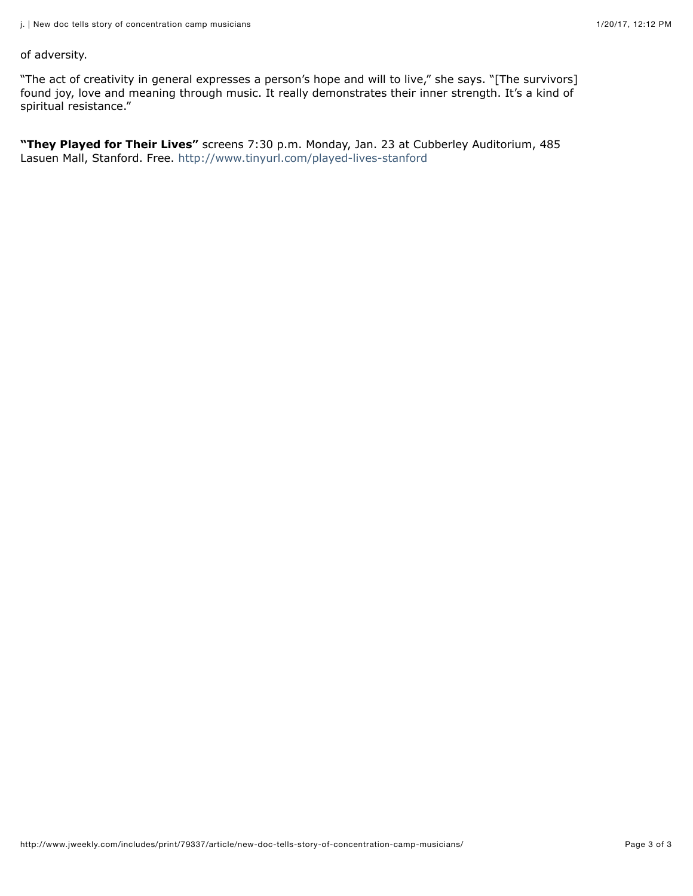of adversity.

"The act of creativity in general expresses a person's hope and will to live," she says. "[The survivors] found joy, love and meaning through music. It really demonstrates their inner strength. It's a kind of spiritual resistance."

**"They Played for Their Lives"** screens 7:30 p.m. Monday, Jan. 23 at Cubberley Auditorium, 485 Lasuen Mall, Stanford. Free. http://www.tinyurl.com/played-lives-stanford